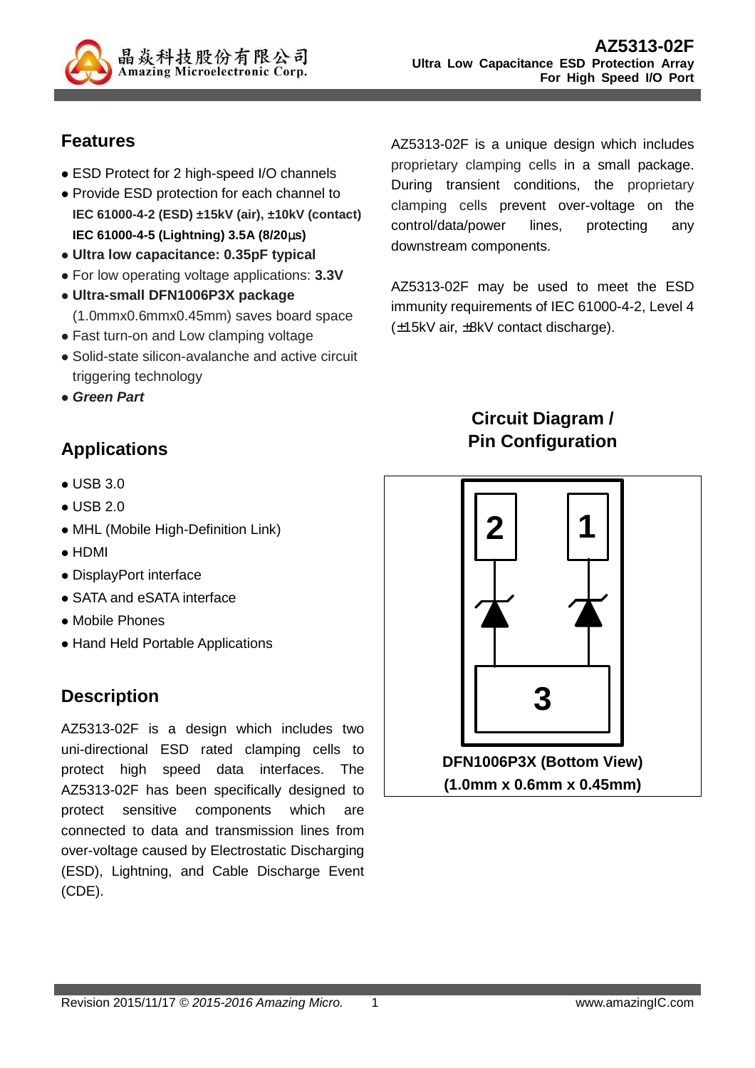# AZ5313-02F

**Ultra Low Capacitance ESD Protection Array For High Speed I/O Port**

## Features

- ESD Protect for 2 high-speed I/O channels
- Provide ESD protection for each channel to **IEC 61000-4-2 (ESD) ±15kV (air), ±10kV (contact)** **IEC 61000-4-5 (Lightning) 3.5A (8/20μs)**
- **Ultra low capacitance: 0.35pF typical**
- For low operating voltage applications: **3.3V**
- **Ultra-small DFN1006P3X package** (1.0mmx0.6mmx0.45mm) saves board space
- Fast turn-on and Low clamping voltage
- Solid-state silicon-avalanche and active circuit triggering technology
- ***Green Part***

## Applications

- USB 3.0
- USB 2.0
- MHL (Mobile High-Definition Link)
- HDMI
- DisplayPort interface
- SATA and eSATA interface
- Mobile Phones
- Hand Held Portable Applications

## Description

AZ5313-02F is a design which includes two uni-directional ESD rated clamping cells to protect high speed data interfaces. The AZ5313-02F has been specifically designed to protect sensitive components which are connected to data and transmission lines from over-voltage caused by Electrostatic Discharging (ESD), Lightning, and Cable Discharge Event (CDE).

AZ5313-02F is a unique design which includes proprietary clamping cells in a small package. During transient conditions, the proprietary clamping cells prevent over-voltage on the control/data/power lines, protecting any downstream components.

AZ5313-02F may be used to meet the ESD immunity requirements of IEC 61000-4-2, Level 4 (±15kV air, ±8kV contact discharge).

## Circuit Diagram / Pin Configuration

**DFN1006P3X (Bottom View)**
**(1.0mm x 0.6mm x 0.45mm)**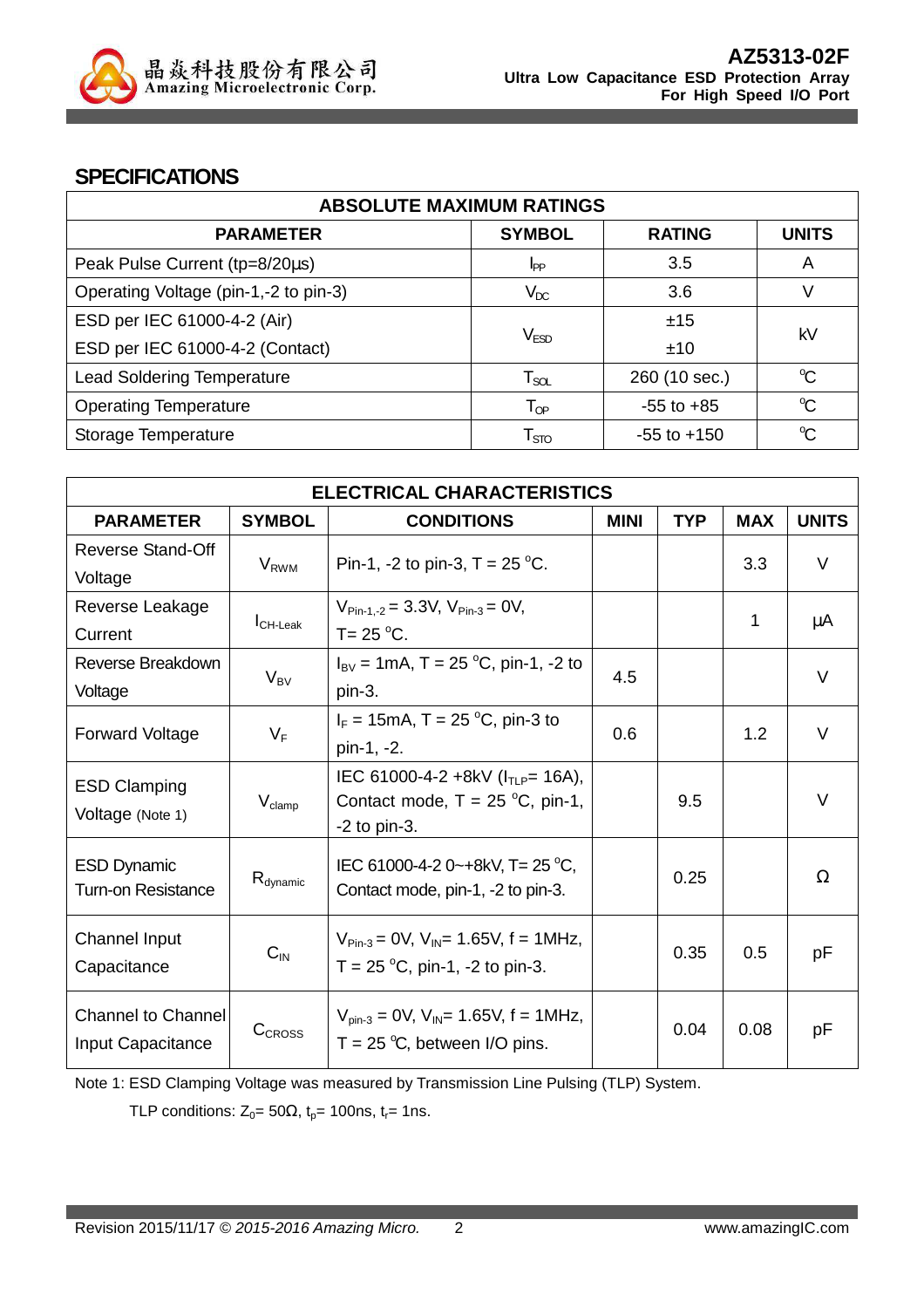## SPECIFICATIONS

| ABSOLUTE MAXIMUM RATINGS | | | |
|---|---|---|---|
| **PARAMETER** | **SYMBOL** | **RATING** | **UNITS** |
| Peak Pulse Current (tp=8/20μs) | $I_{PP}$ | 3.5 | A |
| Operating Voltage (pin-1,-2 to pin-3) | $V_{DC}$ | 3.6 | V |
| ESD per IEC 61000-4-2 (Air) | $V_{ESD}$ | ±15 | kV |
| ESD per IEC 61000-4-2 (Contact) | | ±10 | |
| Lead Soldering Temperature | $T_{SOL}$ | 260 (10 sec.) | °C |
| Operating Temperature | $T_{OP}$ | -55 to +85 | °C |
| Storage Temperature | $T_{STO}$ | -55 to +150 | °C |

| ELECTRICAL CHARACTERISTICS | | | | | | |
|---|---|---|---|---|---|---|
| **PARAMETER** | **SYMBOL** | **CONDITIONS** | **MINI** | **TYP** | **MAX** | **UNITS** |
| Reverse Stand-Off Voltage | $V_{RWM}$ | Pin-1, -2 to pin-3, T = 25 °C. | | | 3.3 | V |
| Reverse Leakage Current | $I_{CH\text{-}Leak}$ | $V_{Pin\text{-}1,\text{-}2}$ = 3.3V, $V_{Pin\text{-}3}$ = 0V, T= 25 °C. | | | 1 | μA |
| Reverse Breakdown Voltage | $V_{BV}$ | $I_{BV}$ = 1mA, T = 25 °C, pin-1, -2 to pin-3. | 4.5 | | | V |
| Forward Voltage | $V_F$ | $I_F$ = 15mA, T = 25 °C, pin-3 to pin-1, -2. | 0.6 | | 1.2 | V |
| ESD Clamping Voltage (Note 1) | $V_{clamp}$ | IEC 61000-4-2 +8kV ($I_{TLP}$= 16A), Contact mode, T = 25 °C, pin-1, -2 to pin-3. | | 9.5 | | V |
| ESD Dynamic Turn-on Resistance | $R_{dynamic}$ | IEC 61000-4-2 0~+8kV, T= 25 °C, Contact mode, pin-1, -2 to pin-3. | | 0.25 | | Ω |
| Channel Input Capacitance | $C_{IN}$ | $V_{Pin\text{-}3}$ = 0V, $V_{IN}$= 1.65V, f = 1MHz, T = 25 °C, pin-1, -2 to pin-3. | | 0.35 | 0.5 | pF |
| Channel to Channel Input Capacitance | $C_{CROSS}$ | $V_{pin\text{-}3}$ = 0V, $V_{IN}$= 1.65V, f = 1MHz, T = 25 °C, between I/O pins. | | 0.04 | 0.08 | pF |

Note 1: ESD Clamping Voltage was measured by Transmission Line Pulsing (TLP) System.

TLP conditions: $Z_0$= 50Ω, $t_p$= 100ns, $t_r$= 1ns.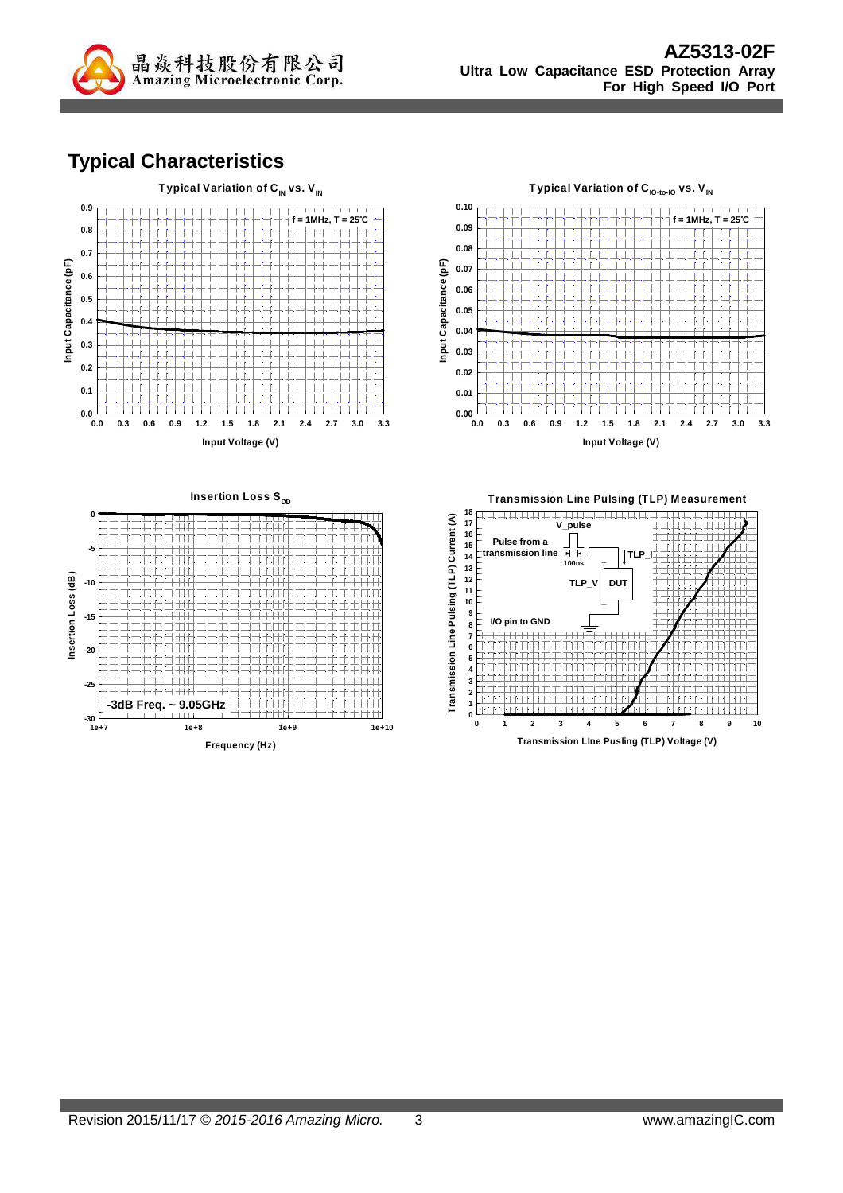## Typical Characteristics

**Typical Variation of $C_{IN}$ vs. $V_{IN}$**

f = 1MHz, T = 25℃

Input Capacitance (pF)

0.0 0.1 0.2 0.3 0.4 0.5 0.6 0.7 0.8 0.9

Input Voltage (V)

0.0 0.3 0.6 0.9 1.2 1.5 1.8 2.1 2.4 2.7 3.0 3.3

**Typical Variation of $C_{IO\text{-}to\text{-}IO}$ vs. $V_{IN}$**

f = 1MHz, T = 25℃

Input Capacitance (pF)

0.00 0.01 0.02 0.03 0.04 0.05 0.06 0.07 0.08 0.09 0.10

Input Voltage (V)

0.0 0.3 0.6 0.9 1.2 1.5 1.8 2.1 2.4 2.7 3.0 3.3

**Insertion Loss $S_{DD}$**

Insertion Loss (dB)

0 -5 -10 -15 -20 -25 -30

-3dB Freq. ~ 9.05GHz

Frequency (Hz)

1e+7 1e+8 1e+9 1e+10

**Transmission Line Pulsing (TLP) Measurement**

V_pulse

Pulse from a transmission line

100ns

TLP_I

TLP_V

DUT

I/O pin to GND

Transmission Line Pulsing (TLP) Current (A)

0 1 2 3 4 5 6 7 8 9 10 11 12 13 14 15 16 17 18

Transmission LIne Pusling (TLP) Voltage (V)

0 1 2 3 4 5 6 7 8 9 10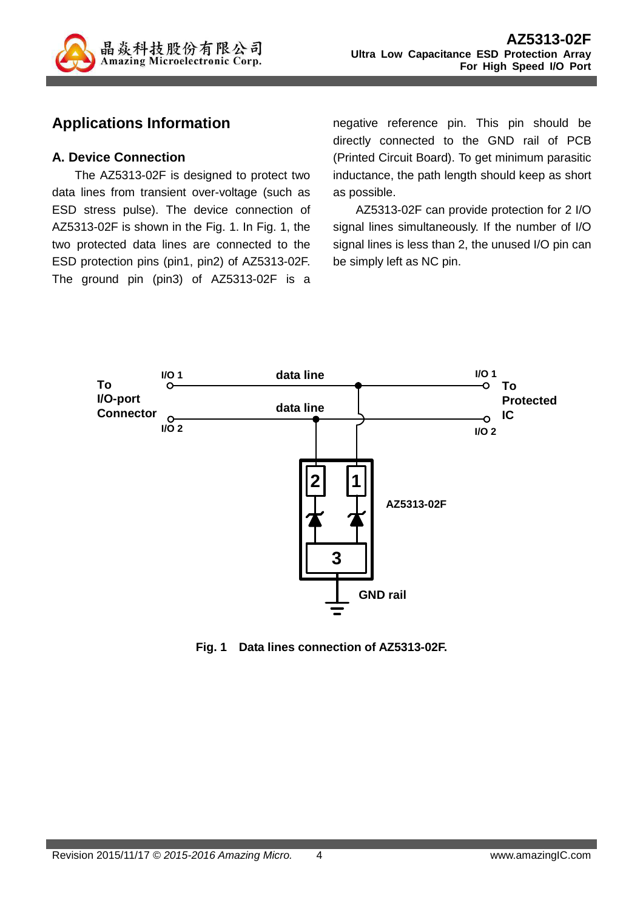## Applications Information

### A. Device Connection

The AZ5313-02F is designed to protect two data lines from transient over-voltage (such as ESD stress pulse). The device connection of AZ5313-02F is shown in the Fig. 1. In Fig. 1, the two protected data lines are connected to the ESD protection pins (pin1, pin2) of AZ5313-02F. The ground pin (pin3) of AZ5313-02F is a negative reference pin. This pin should be directly connected to the GND rail of PCB (Printed Circuit Board). To get minimum parasitic inductance, the path length should keep as short as possible.

AZ5313-02F can provide protection for 2 I/O signal lines simultaneously. If the number of I/O signal lines is less than 2, the unused I/O pin can be simply left as NC pin.

**Fig. 1 Data lines connection of AZ5313-02F.**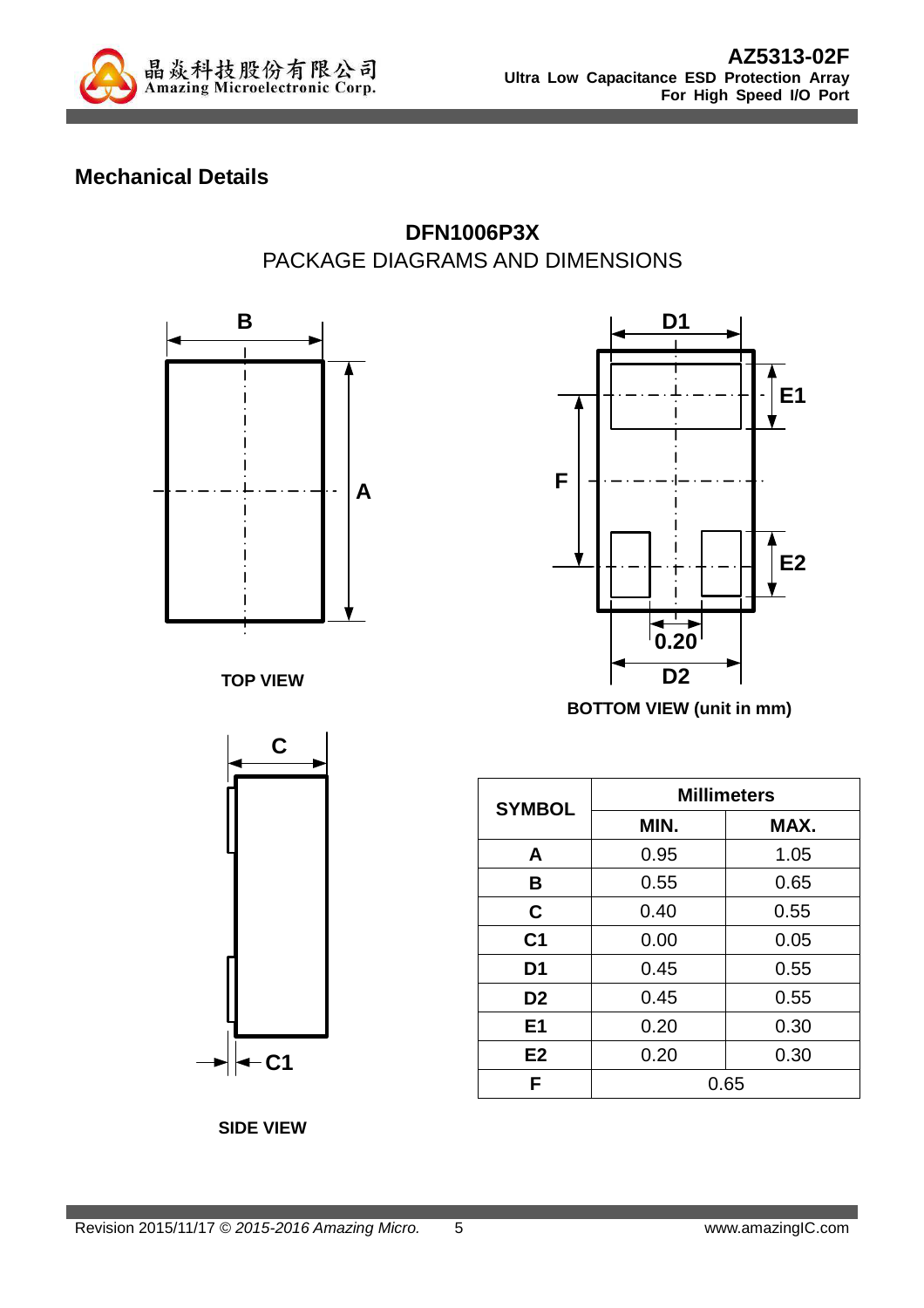## Mechanical Details

**DFN1006P3X**

PACKAGE DIAGRAMS AND DIMENSIONS

**TOP VIEW**

**BOTTOM VIEW (unit in mm)**

**SIDE VIEW**

| SYMBOL | Millimeters | |
|---|---|---|
| | MIN. | MAX. |
| A | 0.95 | 1.05 |
| B | 0.55 | 0.65 |
| C | 0.40 | 0.55 |
| C1 | 0.00 | 0.05 |
| D1 | 0.45 | 0.55 |
| D2 | 0.45 | 0.55 |
| E1 | 0.20 | 0.30 |
| E2 | 0.20 | 0.30 |
| F | 0.65 | |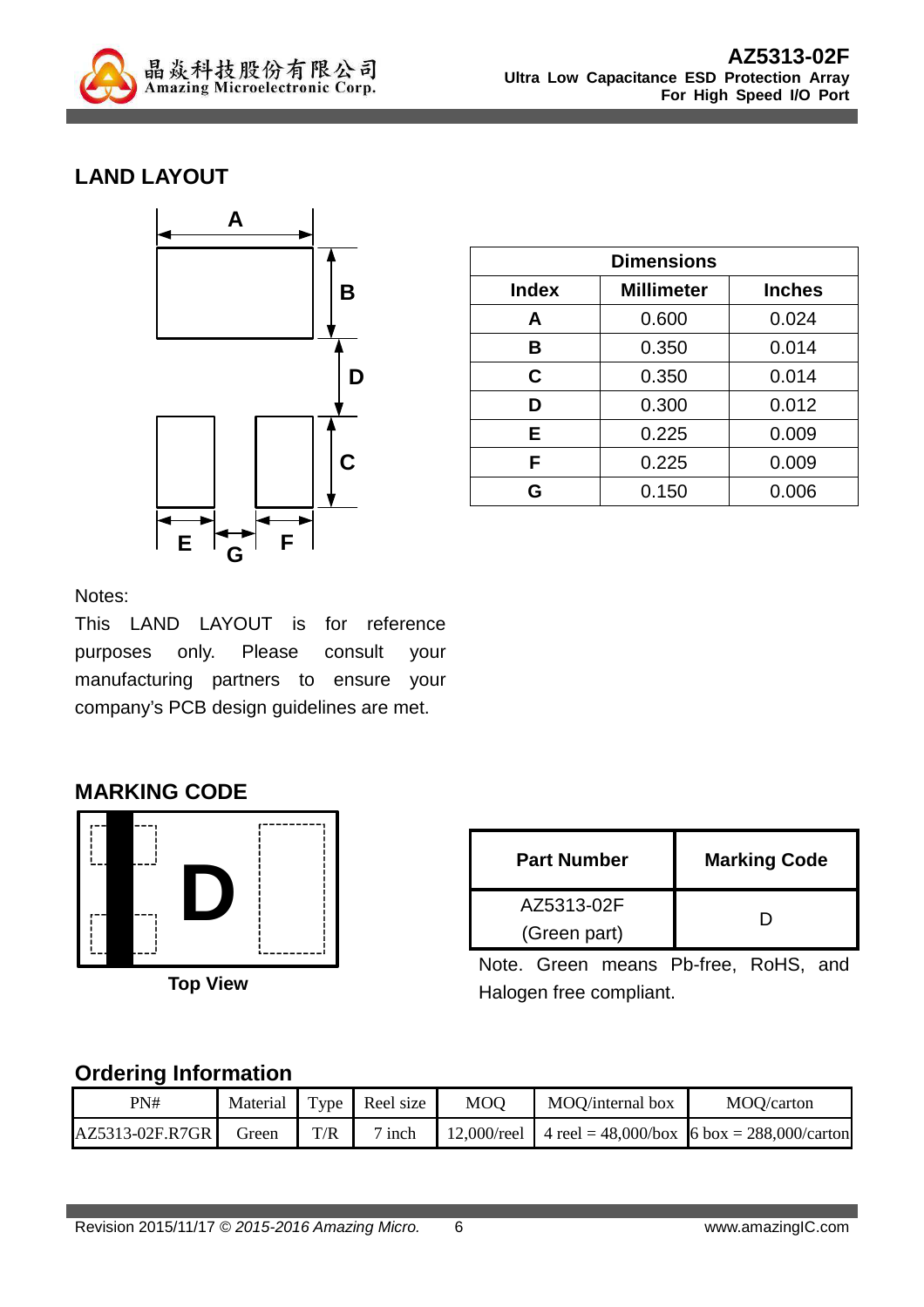## LAND LAYOUT

A

B

D

C

E G F

| Dimensions | | |
|---|---|---|
| **Index** | **Millimeter** | **Inches** |
| **A** | 0.600 | 0.024 |
| **B** | 0.350 | 0.014 |
| **C** | 0.350 | 0.014 |
| **D** | 0.300 | 0.012 |
| **E** | 0.225 | 0.009 |
| **F** | 0.225 | 0.009 |
| **G** | 0.150 | 0.006 |

Notes:

This LAND LAYOUT is for reference purposes only. Please consult your manufacturing partners to ensure your company's PCB design guidelines are met.

## MARKING CODE

D

**Top View**

| Part Number | Marking Code |
|---|---|
| AZ5313-02F (Green part) | D |

Note. Green means Pb-free, RoHS, and Halogen free compliant.

## Ordering Information

| PN# | Material | Type | Reel size | MOQ | MOQ/internal box | MOQ/carton |
|---|---|---|---|---|---|---|
| AZ5313-02F.R7GR | Green | T/R | 7 inch | 12,000/reel | 4 reel = 48,000/box | 6 box = 288,000/carton |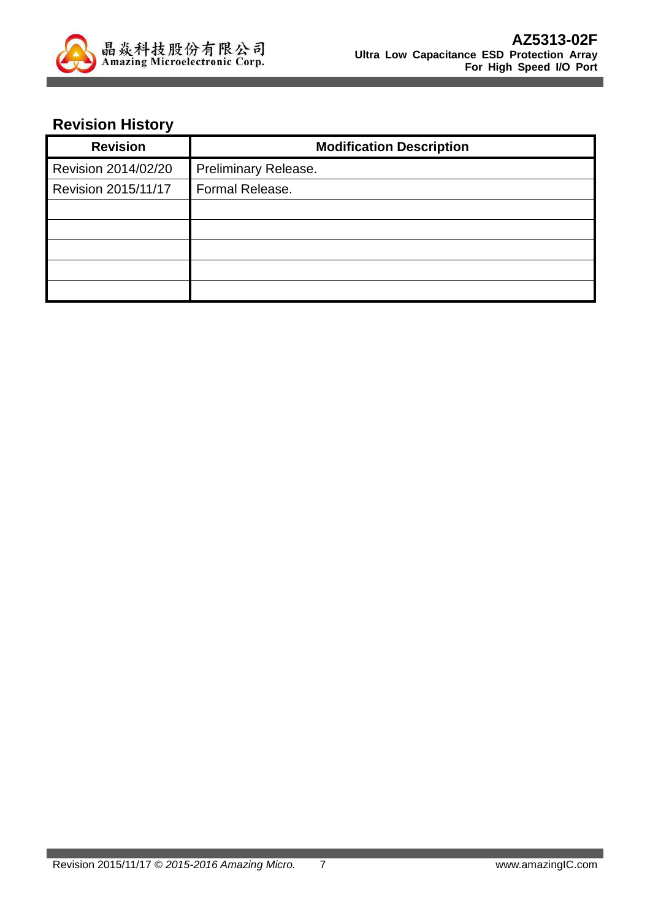## Revision History

| Revision | Modification Description |
|---|---|
| Revision 2014/02/20 | Preliminary Release. |
| Revision 2015/11/17 | Formal Release. |
| | |
| | |
| | |
| | |
| | |